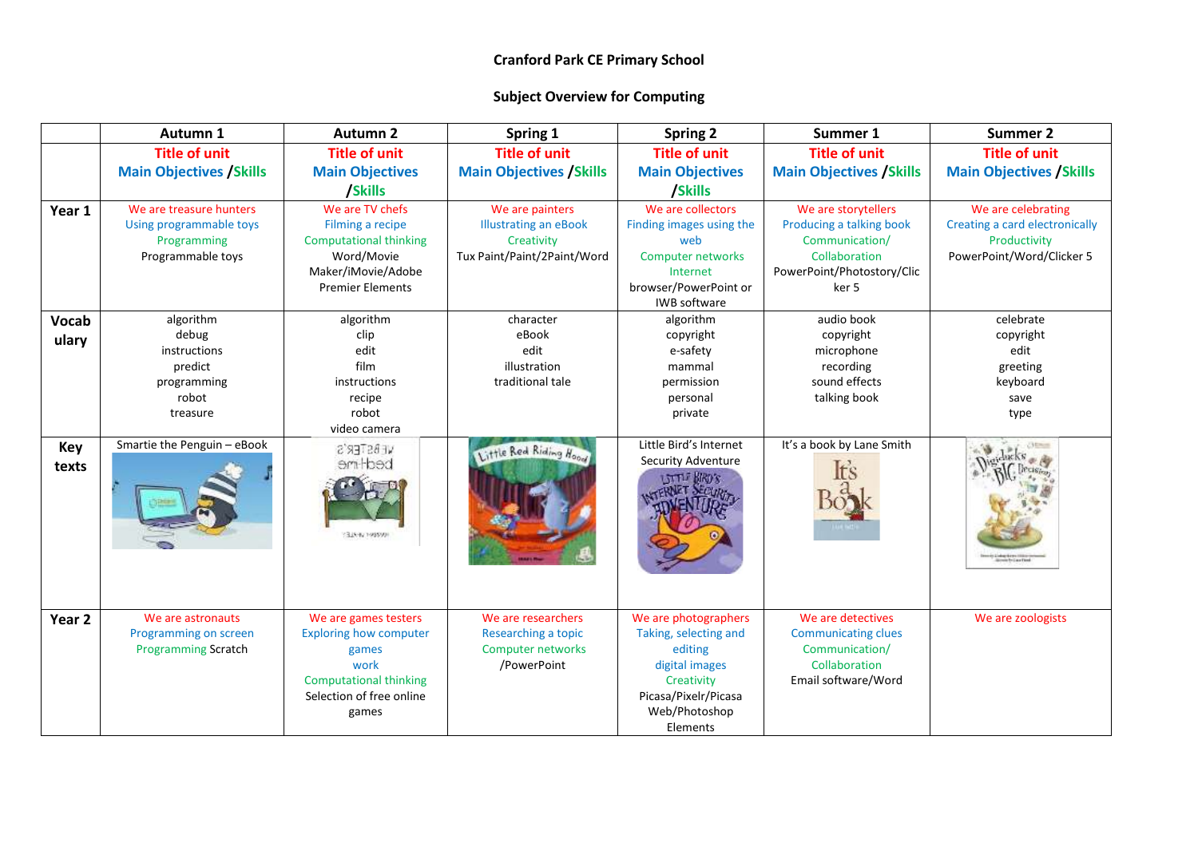# Cranford Park CE Primary School

## Subject Overview for Computing

| | Autumn 1 | Autumn 2 | Spring 1 | Spring 2 | Summer 1 | Summer 2 |
|---|---|---|---|---|---|---|
| | Title of unit<br>Main Objectives /Skills | Title of unit<br>Main Objectives /Skills | Title of unit<br>Main Objectives /Skills | Title of unit<br>Main Objectives /Skills | Title of unit<br>Main Objectives /Skills | Title of unit<br>Main Objectives /Skills |
| **Year 1** | We are treasure hunters<br>Using programmable toys<br>Programming<br>Programmable toys | We are TV chefs<br>Filming a recipe<br>Computational thinking<br>Word/Movie Maker/iMovie/Adobe Premier Elements | We are painters<br>Illustrating an eBook<br>Creativity<br>Tux Paint/Paint/2Paint/Word | We are collectors<br>Finding images using the web<br>Computer networks<br>Internet<br>browser/PowerPoint or IWB software | We are storytellers<br>Producing a talking book<br>Communication/ Collaboration<br>PowerPoint/Photostory/Clicker 5 | We are celebrating<br>Creating a card electronically<br>Productivity<br>PowerPoint/Word/Clicker 5 |
| **Vocabulary** | algorithm<br>debug<br>instructions<br>predict<br>programming<br>robot<br>treasure | algorithm<br>clip<br>edit<br>film<br>instructions<br>recipe<br>robot<br>video camera | character<br>eBook<br>edit<br>illustration<br>traditional tale | algorithm<br>copyright<br>e-safety<br>mammal<br>permission<br>personal<br>private | audio book<br>copyright<br>microphone<br>recording<br>sound effects<br>talking book | celebrate<br>copyright<br>edit<br>greeting<br>keyboard<br>save<br>type |
| **Key texts** | Smartie the Penguin – eBook | | | Little Bird's Internet Security Adventure | It's a book by Lane Smith | |
| **Year 2** | We are astronauts<br>Programming on screen<br>Programming Scratch | We are games testers<br>Exploring how computer games work<br>Computational thinking<br>Selection of free online games | We are researchers<br>Researching a topic<br>Computer networks<br>/PowerPoint | We are photographers<br>Taking, selecting and editing digital images<br>Creativity<br>Picasa/Pixelr/Picasa Web/Photoshop Elements | We are detectives<br>Communicating clues<br>Communication/ Collaboration<br>Email software/Word | We are zoologists |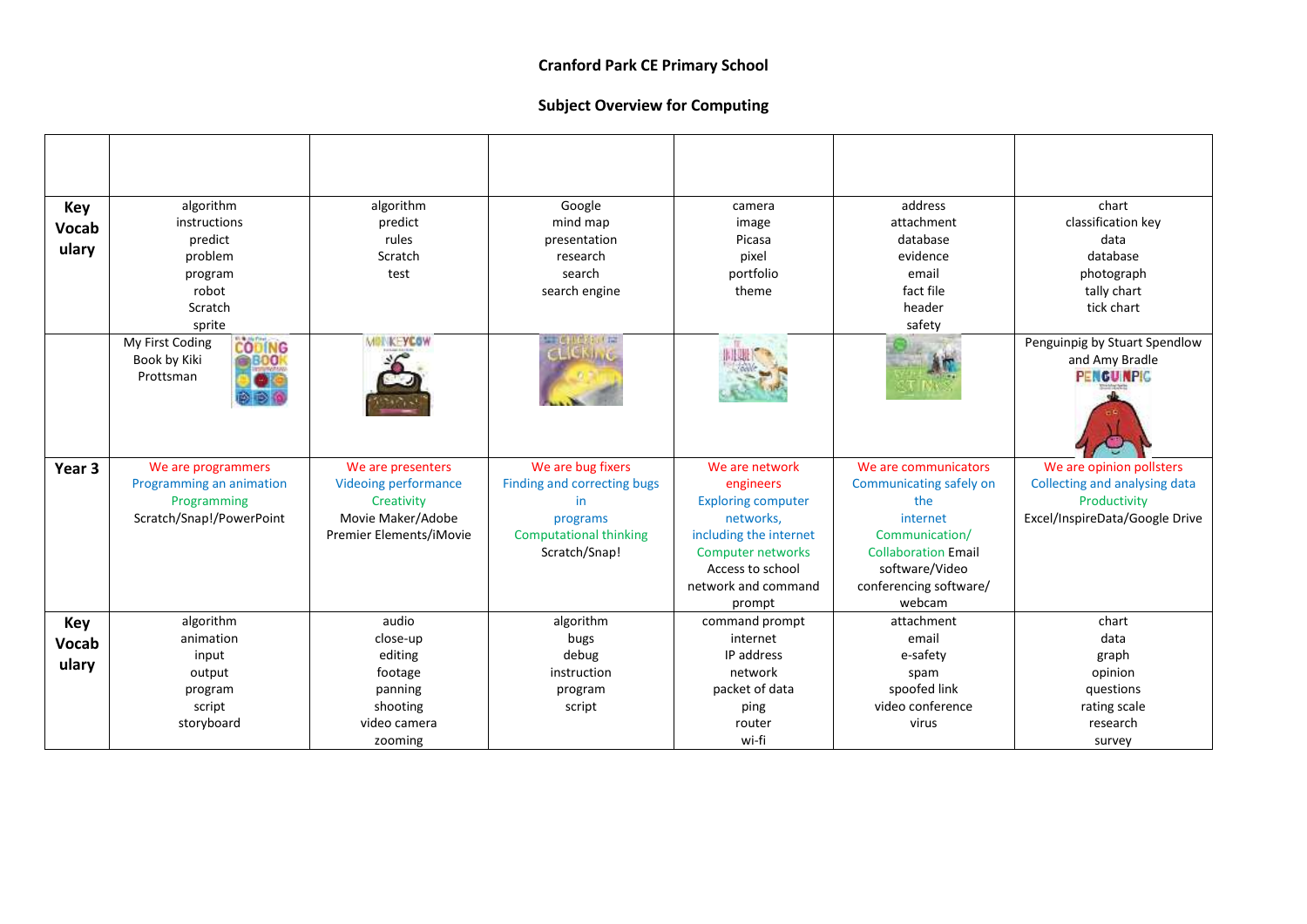**Cranford Park CE Primary School**

**Subject Overview for Computing**

| | | | | | | |
|---|---|---|---|---|---|---|
| **Key Vocabulary** | algorithm<br>instructions<br>predict<br>problem<br>program<br>robot<br>Scratch<br>sprite | algorithm<br>predict<br>rules<br>Scratch<br>test | Google<br>mind map<br>presentation<br>research<br>search<br>search engine | camera<br>image<br>Picasa<br>pixel<br>portfolio<br>theme | address<br>attachment<br>database<br>evidence<br>email<br>fact file<br>header<br>safety | chart<br>classification key<br>data<br>database<br>photograph<br>tally chart<br>tick chart |
| | My First Coding Book by Kiki Prottsman | | | | | Penguinpig by Stuart Spendlow and Amy Bradle |
| **Year 3** | We are programmers<br>Programming an animation<br>Programming<br>Scratch/Snap!/PowerPoint | We are presenters<br>Videoing performance<br>Creativity<br>Movie Maker/Adobe Premier Elements/iMovie | We are bug fixers<br>Finding and correcting bugs in programs<br>Computational thinking<br>Scratch/Snap! | We are network engineers<br>Exploring computer networks, including the internet<br>Computer networks<br>Access to school network and command prompt | We are communicators<br>Communicating safely on the internet<br>Communication/ Collaboration Email software/Video conferencing software/ webcam | We are opinion pollsters<br>Collecting and analysing data<br>Productivity<br>Excel/InspireData/Google Drive |
| **Key Vocabulary** | algorithm<br>animation<br>input<br>output<br>program<br>script<br>storyboard | audio<br>close-up<br>editing<br>footage<br>panning<br>shooting<br>video camera<br>zooming | algorithm<br>bugs<br>debug<br>instruction<br>program<br>script | command prompt<br>internet<br>IP address<br>network<br>packet of data<br>ping<br>router<br>wi-fi | attachment<br>email<br>e-safety<br>spam<br>spoofed link<br>video conference<br>virus | chart<br>data<br>graph<br>opinion<br>questions<br>rating scale<br>research<br>survey |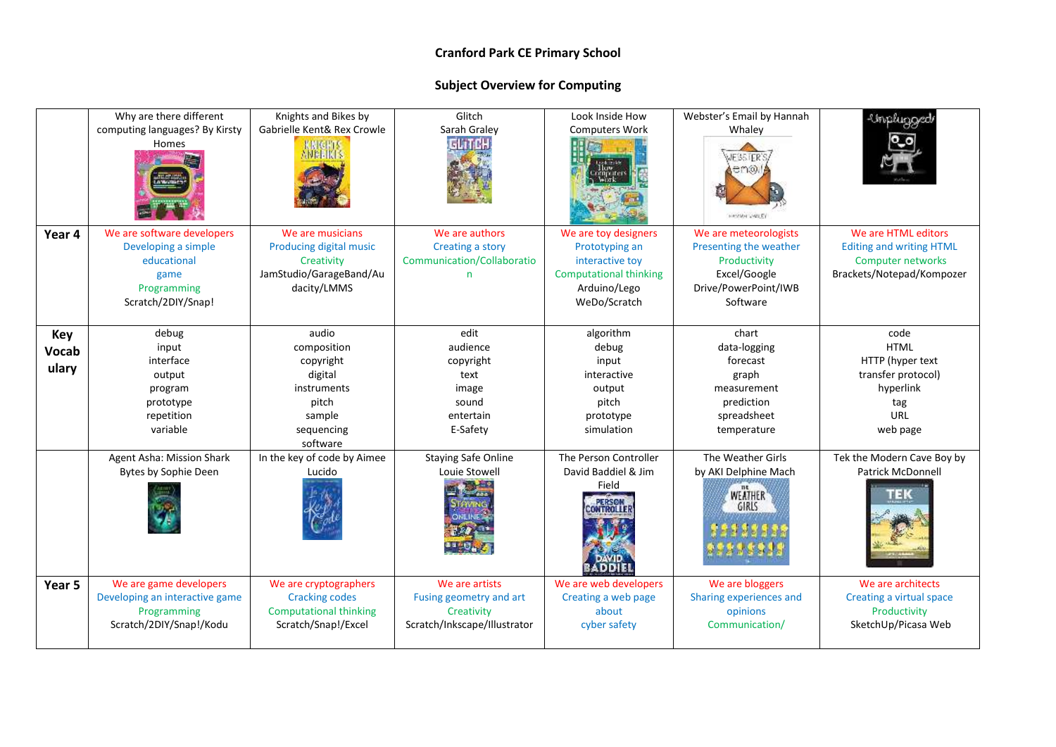**Cranford Park CE Primary School**

**Subject Overview for Computing**

| | | | | | | |
|---|---|---|---|---|---|---|
| | Why are there different computing languages? By Kirsty Homes | Knights and Bikes by Gabrielle Kent& Rex Crowle | Glitch Sarah Graley | Look Inside How Computers Work | Webster's Email by Hannah Whaley | |
| **Year 4** | We are software developers<br>Developing a simple educational game<br>Programming<br>Scratch/2DIY/Snap! | We are musicians<br>Producing digital music<br>Creativity<br>JamStudio/GarageBand/Audacity/LMMS | We are authors<br>Creating a story<br>Communication/Collaboration | We are toy designers<br>Prototyping an interactive toy<br>Computational thinking<br>Arduino/Lego WeDo/Scratch | We are meteorologists<br>Presenting the weather<br>Productivity<br>Excel/Google Drive/PowerPoint/IWB Software | We are HTML editors<br>Editing and writing HTML<br>Computer networks<br>Brackets/Notepad/Kompozer |
| **Key Vocabulary** | debug<br>input<br>interface<br>output<br>program<br>prototype<br>repetition<br>variable | audio<br>composition<br>copyright<br>digital<br>instruments<br>pitch<br>sample<br>sequencing<br>software | edit<br>audience<br>copyright<br>text<br>image<br>sound<br>entertain<br>E-Safety | algorithm<br>debug<br>input<br>interactive<br>output<br>pitch<br>prototype<br>simulation | chart<br>data-logging<br>forecast<br>graph<br>measurement<br>prediction<br>spreadsheet<br>temperature | code<br>HTML<br>HTTP (hyper text transfer protocol)<br>hyperlink<br>tag<br>URL<br>web page |
| | Agent Asha: Mission Shark Bytes by Sophie Deen | In the key of code by Aimee Lucido | Staying Safe Online Louie Stowell | The Person Controller David Baddiel & Jim Field | The Weather Girls by AKI Delphine Mach | Tek the Modern Cave Boy by Patrick McDonnell |
| **Year 5** | We are game developers<br>Developing an interactive game<br>Programming<br>Scratch/2DIY/Snap!/Kodu | We are cryptographers<br>Cracking codes<br>Computational thinking<br>Scratch/Snap!/Excel | We are artists<br>Fusing geometry and art<br>Creativity<br>Scratch/Inkscape/Illustrator | We are web developers<br>Creating a web page about cyber safety | We are bloggers<br>Sharing experiences and opinions<br>Communication/ | We are architects<br>Creating a virtual space<br>Productivity<br>SketchUp/Picasa Web |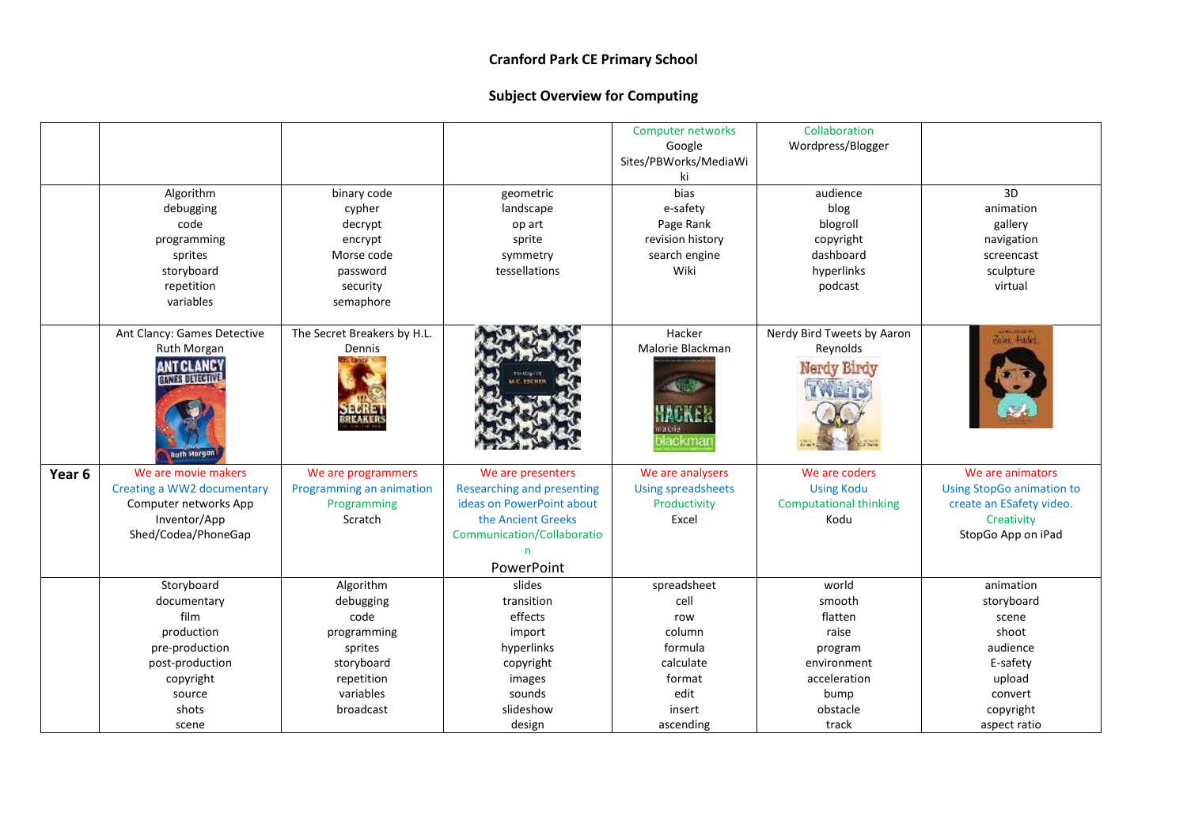**Cranford Park CE Primary School**

**Subject Overview for Computing**

| | | | | | | |
|---|---|---|---|---|---|---|
| | | | | Computer networks<br>Google Sites/PBWorks/MediaWiki | Collaboration<br>Wordpress/Blogger | |
| | Algorithm<br>debugging<br>code<br>programming<br>sprites<br>storyboard<br>repetition<br>variables | binary code<br>cypher<br>decrypt<br>encrypt<br>Morse code<br>password<br>security<br>semaphore | geometric<br>landscape<br>op art<br>sprite<br>symmetry<br>tessellations | bias<br>e-safety<br>Page Rank<br>revision history<br>search engine<br>Wiki | audience<br>blog<br>blogroll<br>copyright<br>dashboard<br>hyperlinks<br>podcast | 3D<br>animation<br>gallery<br>navigation<br>screencast<br>sculpture<br>virtual |
| | Ant Clancy: Games Detective<br>Ruth Morgan | The Secret Breakers by H.L. Dennis | | Hacker<br>Malorie Blackman | Nerdy Bird Tweets by Aaron Reynolds | |
| **Year 6** | We are movie makers<br>Creating a WW2 documentary<br>Computer networks App Inventor/App Shed/Codea/PhoneGap | We are programmers<br>Programming an animation<br>Programming<br>Scratch | We are presenters<br>Researching and presenting ideas on PowerPoint about the Ancient Greeks<br>Communication/Collaboration<br>PowerPoint | We are analysers<br>Using spreadsheets<br>Productivity<br>Excel | We are coders<br>Using Kodu<br>Computational thinking<br>Kodu | We are animators<br>Using StopGo animation to create an ESafety video.<br>Creativity<br>StopGo App on iPad |
| | Storyboard<br>documentary<br>film<br>production<br>pre-production<br>post-production<br>copyright<br>source<br>shots<br>scene | Algorithm<br>debugging<br>code<br>programming<br>sprites<br>storyboard<br>repetition<br>variables<br>broadcast | slides<br>transition<br>effects<br>import<br>hyperlinks<br>copyright<br>images<br>sounds<br>slideshow<br>design | spreadsheet<br>cell<br>row<br>column<br>formula<br>calculate<br>format<br>edit<br>insert<br>ascending | world<br>smooth<br>flatten<br>raise<br>program<br>environment<br>acceleration<br>bump<br>obstacle<br>track | animation<br>storyboard<br>scene<br>shoot<br>audience<br>E-safety<br>upload<br>convert<br>copyright<br>aspect ratio |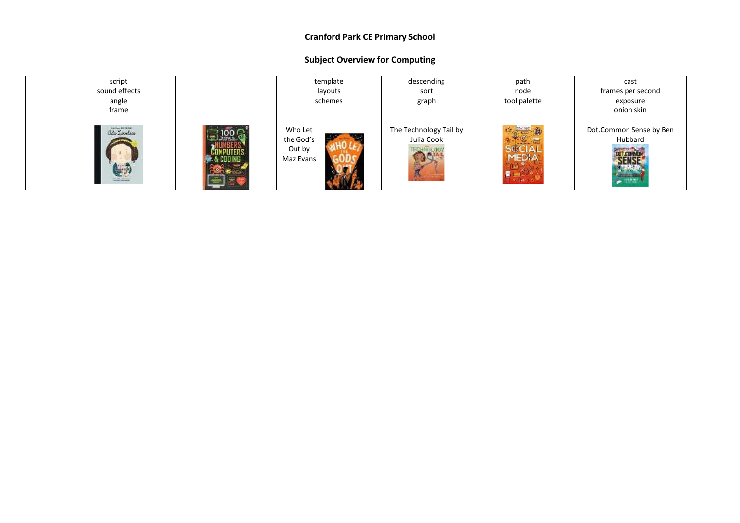**Cranford Park CE Primary School**

**Subject Overview for Computing**

| | | | | | | |
|---|---|---|---|---|---|---|
| | script<br>sound effects<br>angle<br>frame | | template<br>layouts<br>schemes | descending<br>sort<br>graph | path<br>node<br>tool palette | cast<br>frames per second<br>exposure<br>onion skin |
| | | | Who Let the God's Out by Maz Evans | The Technology Tail by Julia Cook | | Dot.Common Sense by Ben Hubbard |